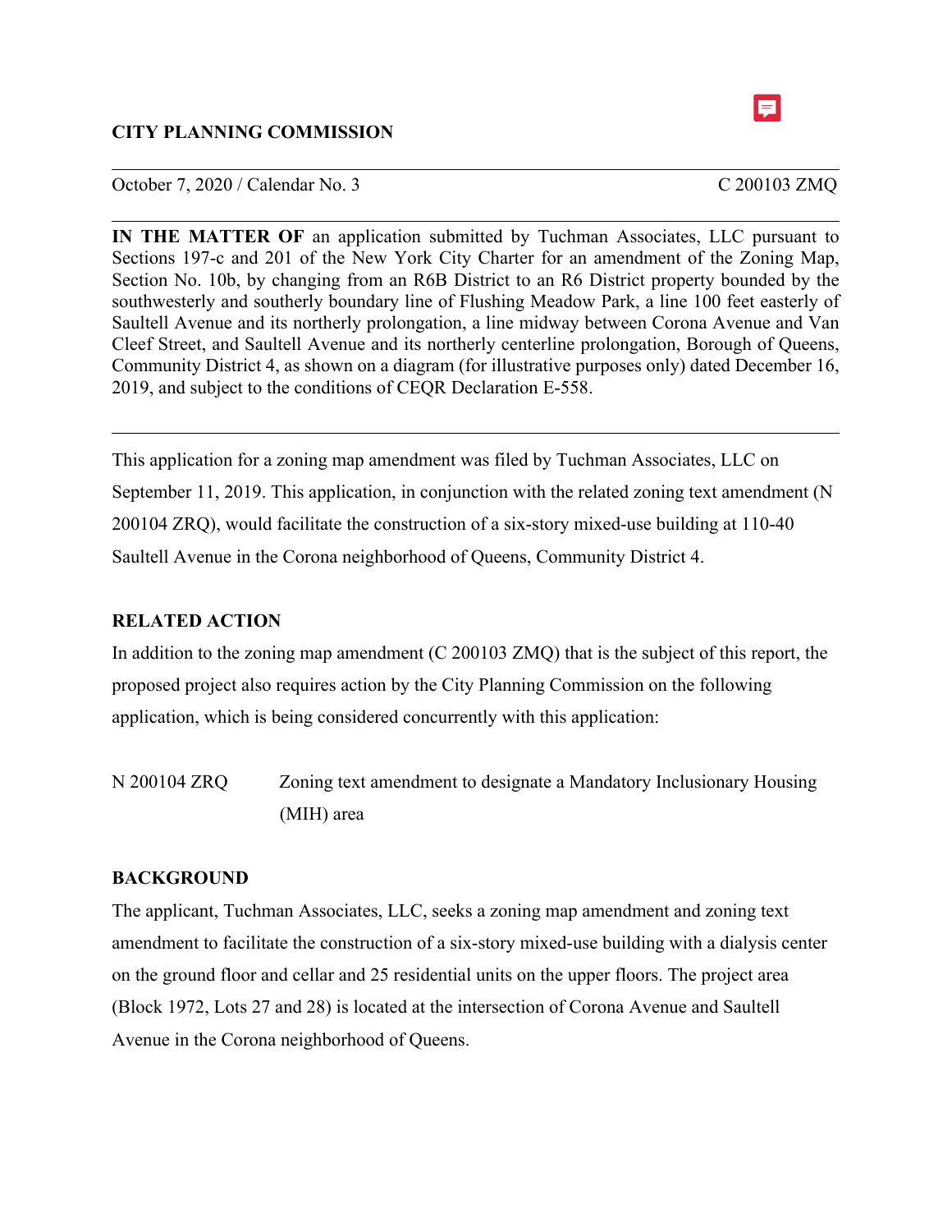**CITY PLANNING COMMISSION**

---

October 7, 2020 / Calendar No. 3 C 200103 ZMQ

---

**IN THE MATTER OF** an application submitted by Tuchman Associates, LLC pursuant to Sections 197-c and 201 of the New York City Charter for an amendment of the Zoning Map, Section No. 10b, by changing from an R6B District to an R6 District property bounded by the southwesterly and southerly boundary line of Flushing Meadow Park, a line 100 feet easterly of Saultell Avenue and its northerly prolongation, a line midway between Corona Avenue and Van Cleef Street, and Saultell Avenue and its northerly centerline prolongation, Borough of Queens, Community District 4, as shown on a diagram (for illustrative purposes only) dated December 16, 2019, and subject to the conditions of CEQR Declaration E-558.

---

This application for a zoning map amendment was filed by Tuchman Associates, LLC on September 11, 2019. This application, in conjunction with the related zoning text amendment (N 200104 ZRQ), would facilitate the construction of a six-story mixed-use building at 110-40 Saultell Avenue in the Corona neighborhood of Queens, Community District 4.

**RELATED ACTION**

In addition to the zoning map amendment (C 200103 ZMQ) that is the subject of this report, the proposed project also requires action by the City Planning Commission on the following application, which is being considered concurrently with this application:

N 200104 ZRQ Zoning text amendment to designate a Mandatory Inclusionary Housing (MIH) area

**BACKGROUND**

The applicant, Tuchman Associates, LLC, seeks a zoning map amendment and zoning text amendment to facilitate the construction of a six-story mixed-use building with a dialysis center on the ground floor and cellar and 25 residential units on the upper floors. The project area (Block 1972, Lots 27 and 28) is located at the intersection of Corona Avenue and Saultell Avenue in the Corona neighborhood of Queens.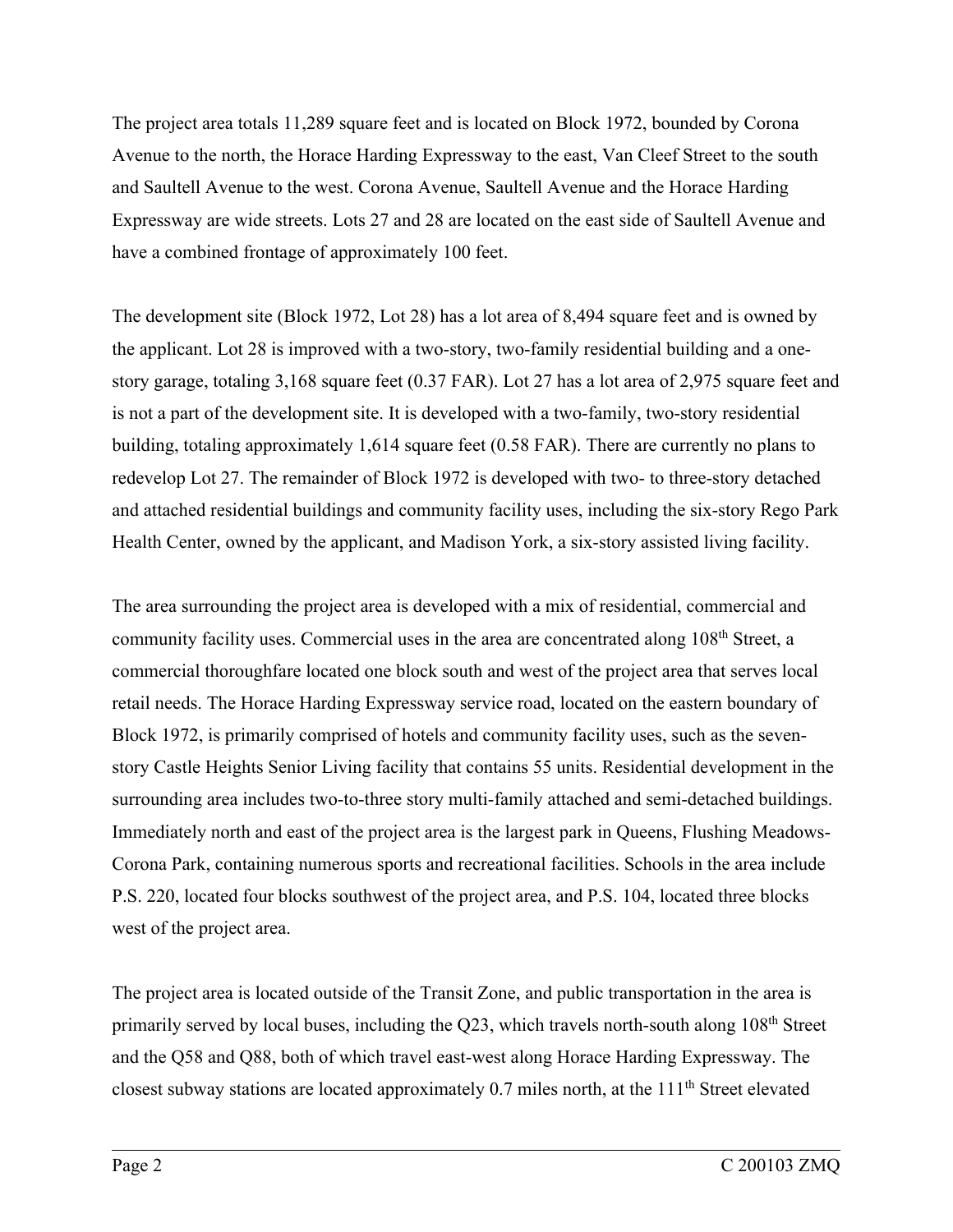The project area totals 11,289 square feet and is located on Block 1972, bounded by Corona Avenue to the north, the Horace Harding Expressway to the east, Van Cleef Street to the south and Saultell Avenue to the west. Corona Avenue, Saultell Avenue and the Horace Harding Expressway are wide streets. Lots 27 and 28 are located on the east side of Saultell Avenue and have a combined frontage of approximately 100 feet.

The development site (Block 1972, Lot 28) has a lot area of 8,494 square feet and is owned by the applicant. Lot 28 is improved with a two-story, two-family residential building and a one-story garage, totaling 3,168 square feet (0.37 FAR). Lot 27 has a lot area of 2,975 square feet and is not a part of the development site. It is developed with a two-family, two-story residential building, totaling approximately 1,614 square feet (0.58 FAR). There are currently no plans to redevelop Lot 27. The remainder of Block 1972 is developed with two- to three-story detached and attached residential buildings and community facility uses, including the six-story Rego Park Health Center, owned by the applicant, and Madison York, a six-story assisted living facility.

The area surrounding the project area is developed with a mix of residential, commercial and community facility uses. Commercial uses in the area are concentrated along 108th Street, a commercial thoroughfare located one block south and west of the project area that serves local retail needs. The Horace Harding Expressway service road, located on the eastern boundary of Block 1972, is primarily comprised of hotels and community facility uses, such as the seven-story Castle Heights Senior Living facility that contains 55 units. Residential development in the surrounding area includes two-to-three story multi-family attached and semi-detached buildings. Immediately north and east of the project area is the largest park in Queens, Flushing Meadows-Corona Park, containing numerous sports and recreational facilities. Schools in the area include P.S. 220, located four blocks southwest of the project area, and P.S. 104, located three blocks west of the project area.

The project area is located outside of the Transit Zone, and public transportation in the area is primarily served by local buses, including the Q23, which travels north-south along 108th Street and the Q58 and Q88, both of which travel east-west along Horace Harding Expressway. The closest subway stations are located approximately 0.7 miles north, at the 111th Street elevated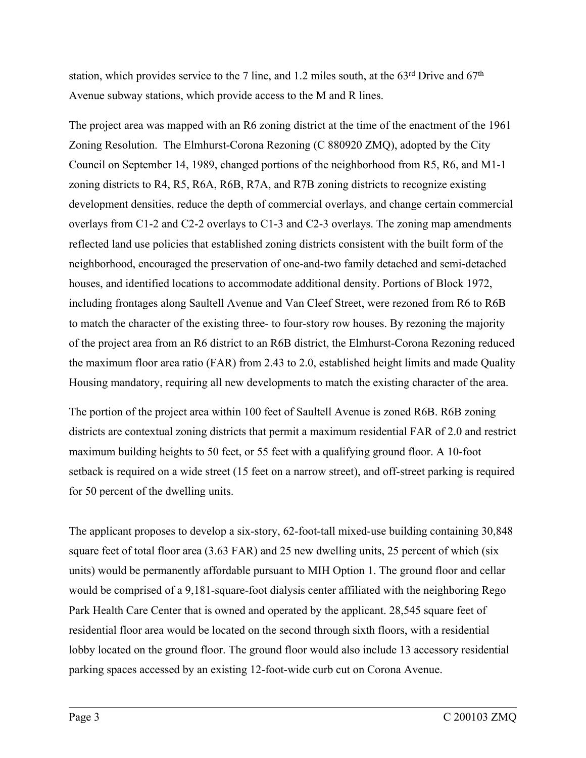station, which provides service to the 7 line, and 1.2 miles south, at the 63rd Drive and 67th Avenue subway stations, which provide access to the M and R lines.

The project area was mapped with an R6 zoning district at the time of the enactment of the 1961 Zoning Resolution. The Elmhurst-Corona Rezoning (C 880920 ZMQ), adopted by the City Council on September 14, 1989, changed portions of the neighborhood from R5, R6, and M1-1 zoning districts to R4, R5, R6A, R6B, R7A, and R7B zoning districts to recognize existing development densities, reduce the depth of commercial overlays, and change certain commercial overlays from C1-2 and C2-2 overlays to C1-3 and C2-3 overlays. The zoning map amendments reflected land use policies that established zoning districts consistent with the built form of the neighborhood, encouraged the preservation of one-and-two family detached and semi-detached houses, and identified locations to accommodate additional density. Portions of Block 1972, including frontages along Saultell Avenue and Van Cleef Street, were rezoned from R6 to R6B to match the character of the existing three- to four-story row houses. By rezoning the majority of the project area from an R6 district to an R6B district, the Elmhurst-Corona Rezoning reduced the maximum floor area ratio (FAR) from 2.43 to 2.0, established height limits and made Quality Housing mandatory, requiring all new developments to match the existing character of the area.

The portion of the project area within 100 feet of Saultell Avenue is zoned R6B. R6B zoning districts are contextual zoning districts that permit a maximum residential FAR of 2.0 and restrict maximum building heights to 50 feet, or 55 feet with a qualifying ground floor. A 10-foot setback is required on a wide street (15 feet on a narrow street), and off-street parking is required for 50 percent of the dwelling units.

The applicant proposes to develop a six-story, 62-foot-tall mixed-use building containing 30,848 square feet of total floor area (3.63 FAR) and 25 new dwelling units, 25 percent of which (six units) would be permanently affordable pursuant to MIH Option 1. The ground floor and cellar would be comprised of a 9,181-square-foot dialysis center affiliated with the neighboring Rego Park Health Care Center that is owned and operated by the applicant. 28,545 square feet of residential floor area would be located on the second through sixth floors, with a residential lobby located on the ground floor. The ground floor would also include 13 accessory residential parking spaces accessed by an existing 12-foot-wide curb cut on Corona Avenue.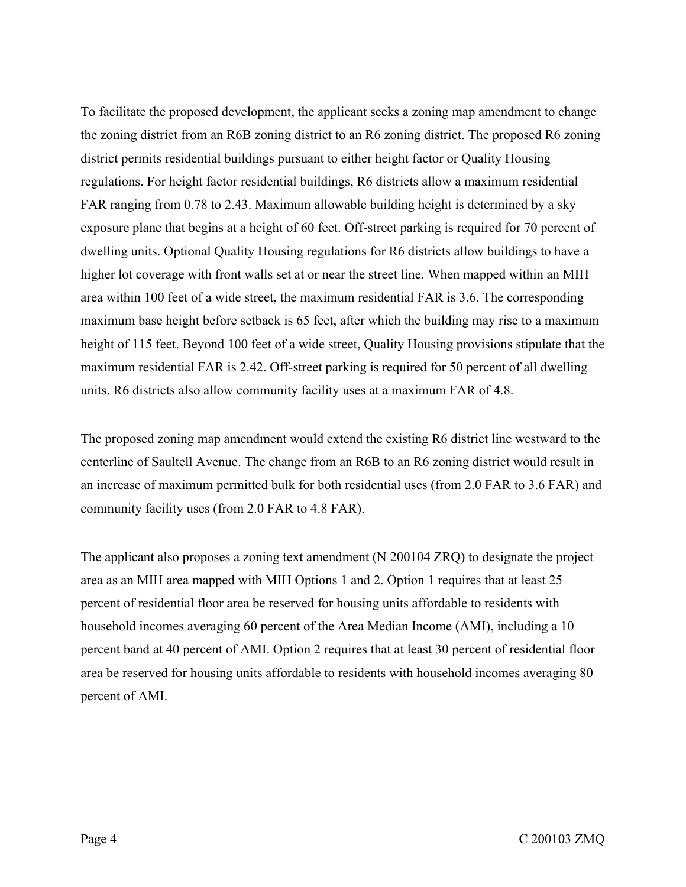To facilitate the proposed development, the applicant seeks a zoning map amendment to change the zoning district from an R6B zoning district to an R6 zoning district. The proposed R6 zoning district permits residential buildings pursuant to either height factor or Quality Housing regulations. For height factor residential buildings, R6 districts allow a maximum residential FAR ranging from 0.78 to 2.43. Maximum allowable building height is determined by a sky exposure plane that begins at a height of 60 feet. Off-street parking is required for 70 percent of dwelling units. Optional Quality Housing regulations for R6 districts allow buildings to have a higher lot coverage with front walls set at or near the street line. When mapped within an MIH area within 100 feet of a wide street, the maximum residential FAR is 3.6. The corresponding maximum base height before setback is 65 feet, after which the building may rise to a maximum height of 115 feet. Beyond 100 feet of a wide street, Quality Housing provisions stipulate that the maximum residential FAR is 2.42. Off-street parking is required for 50 percent of all dwelling units. R6 districts also allow community facility uses at a maximum FAR of 4.8.

The proposed zoning map amendment would extend the existing R6 district line westward to the centerline of Saultell Avenue. The change from an R6B to an R6 zoning district would result in an increase of maximum permitted bulk for both residential uses (from 2.0 FAR to 3.6 FAR) and community facility uses (from 2.0 FAR to 4.8 FAR).

The applicant also proposes a zoning text amendment (N 200104 ZRQ) to designate the project area as an MIH area mapped with MIH Options 1 and 2. Option 1 requires that at least 25 percent of residential floor area be reserved for housing units affordable to residents with household incomes averaging 60 percent of the Area Median Income (AMI), including a 10 percent band at 40 percent of AMI. Option 2 requires that at least 30 percent of residential floor area be reserved for housing units affordable to residents with household incomes averaging 80 percent of AMI.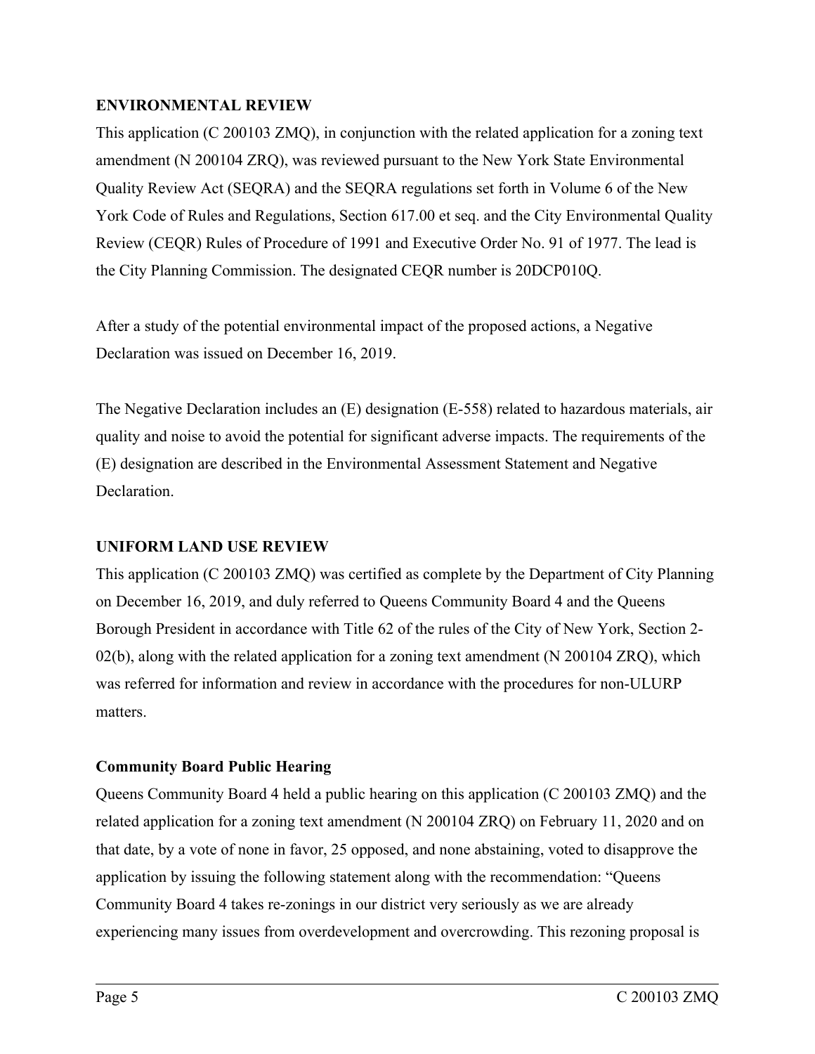## ENVIRONMENTAL REVIEW

This application (C 200103 ZMQ), in conjunction with the related application for a zoning text amendment (N 200104 ZRQ), was reviewed pursuant to the New York State Environmental Quality Review Act (SEQRA) and the SEQRA regulations set forth in Volume 6 of the New York Code of Rules and Regulations, Section 617.00 et seq. and the City Environmental Quality Review (CEQR) Rules of Procedure of 1991 and Executive Order No. 91 of 1977. The lead is the City Planning Commission. The designated CEQR number is 20DCP010Q.

After a study of the potential environmental impact of the proposed actions, a Negative Declaration was issued on December 16, 2019.

The Negative Declaration includes an (E) designation (E-558) related to hazardous materials, air quality and noise to avoid the potential for significant adverse impacts. The requirements of the (E) designation are described in the Environmental Assessment Statement and Negative Declaration.

## UNIFORM LAND USE REVIEW

This application (C 200103 ZMQ) was certified as complete by the Department of City Planning on December 16, 2019, and duly referred to Queens Community Board 4 and the Queens Borough President in accordance with Title 62 of the rules of the City of New York, Section 2-02(b), along with the related application for a zoning text amendment (N 200104 ZRQ), which was referred for information and review in accordance with the procedures for non-ULURP matters.

### Community Board Public Hearing

Queens Community Board 4 held a public hearing on this application (C 200103 ZMQ) and the related application for a zoning text amendment (N 200104 ZRQ) on February 11, 2020 and on that date, by a vote of none in favor, 25 opposed, and none abstaining, voted to disapprove the application by issuing the following statement along with the recommendation: "Queens Community Board 4 takes re-zonings in our district very seriously as we are already experiencing many issues from overdevelopment and overcrowding. This rezoning proposal is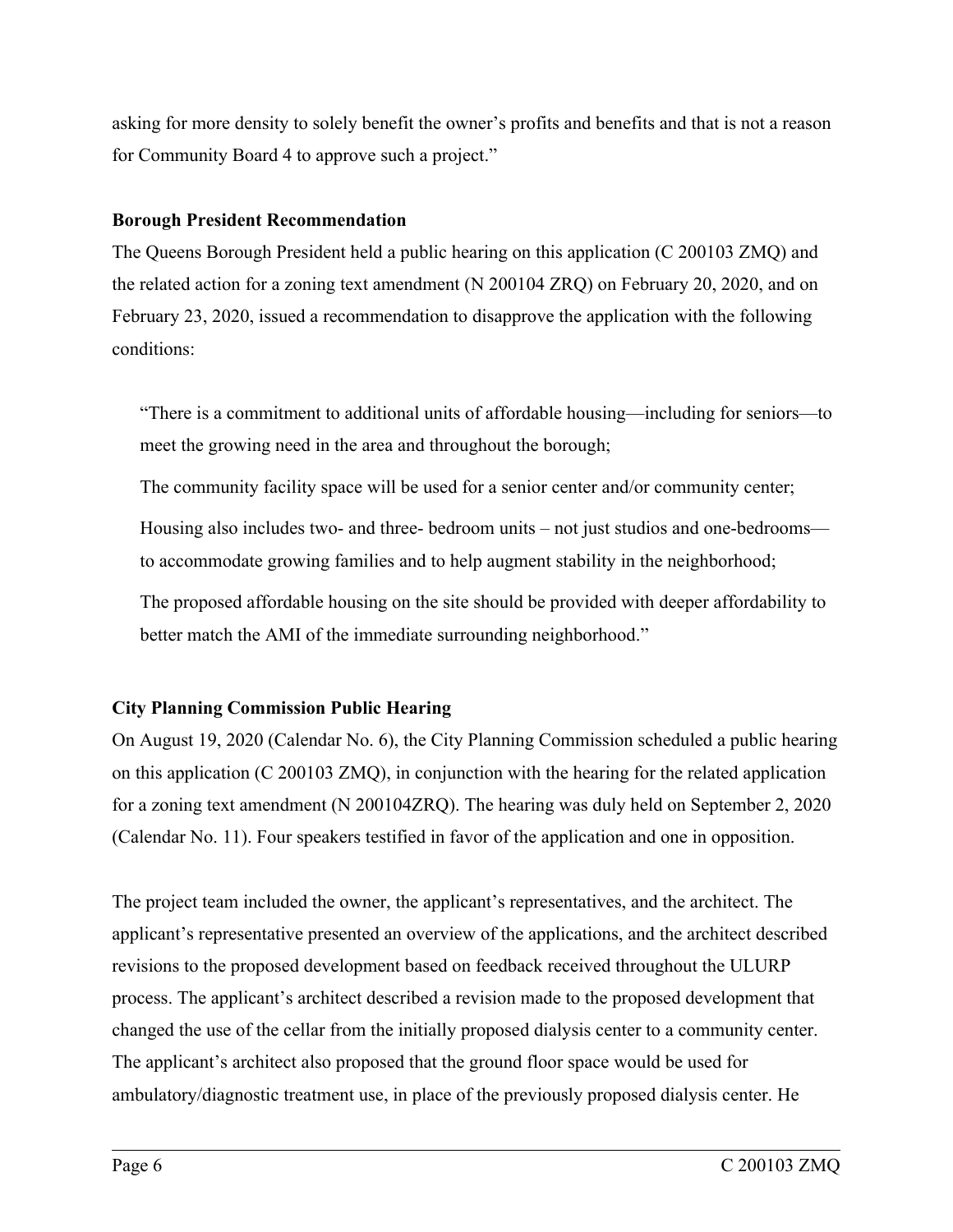asking for more density to solely benefit the owner's profits and benefits and that is not a reason for Community Board 4 to approve such a project."

**Borough President Recommendation**

The Queens Borough President held a public hearing on this application (C 200103 ZMQ) and the related action for a zoning text amendment (N 200104 ZRQ) on February 20, 2020, and on February 23, 2020, issued a recommendation to disapprove the application with the following conditions:

> "There is a commitment to additional units of affordable housing—including for seniors—to meet the growing need in the area and throughout the borough;
>
> The community facility space will be used for a senior center and/or community center;
>
> Housing also includes two- and three- bedroom units – not just studios and one-bedrooms—to accommodate growing families and to help augment stability in the neighborhood;
>
> The proposed affordable housing on the site should be provided with deeper affordability to better match the AMI of the immediate surrounding neighborhood."

**City Planning Commission Public Hearing**

On August 19, 2020 (Calendar No. 6), the City Planning Commission scheduled a public hearing on this application (C 200103 ZMQ), in conjunction with the hearing for the related application for a zoning text amendment (N 200104ZRQ). The hearing was duly held on September 2, 2020 (Calendar No. 11). Four speakers testified in favor of the application and one in opposition.

The project team included the owner, the applicant's representatives, and the architect. The applicant's representative presented an overview of the applications, and the architect described revisions to the proposed development based on feedback received throughout the ULURP process. The applicant's architect described a revision made to the proposed development that changed the use of the cellar from the initially proposed dialysis center to a community center. The applicant's architect also proposed that the ground floor space would be used for ambulatory/diagnostic treatment use, in place of the previously proposed dialysis center. He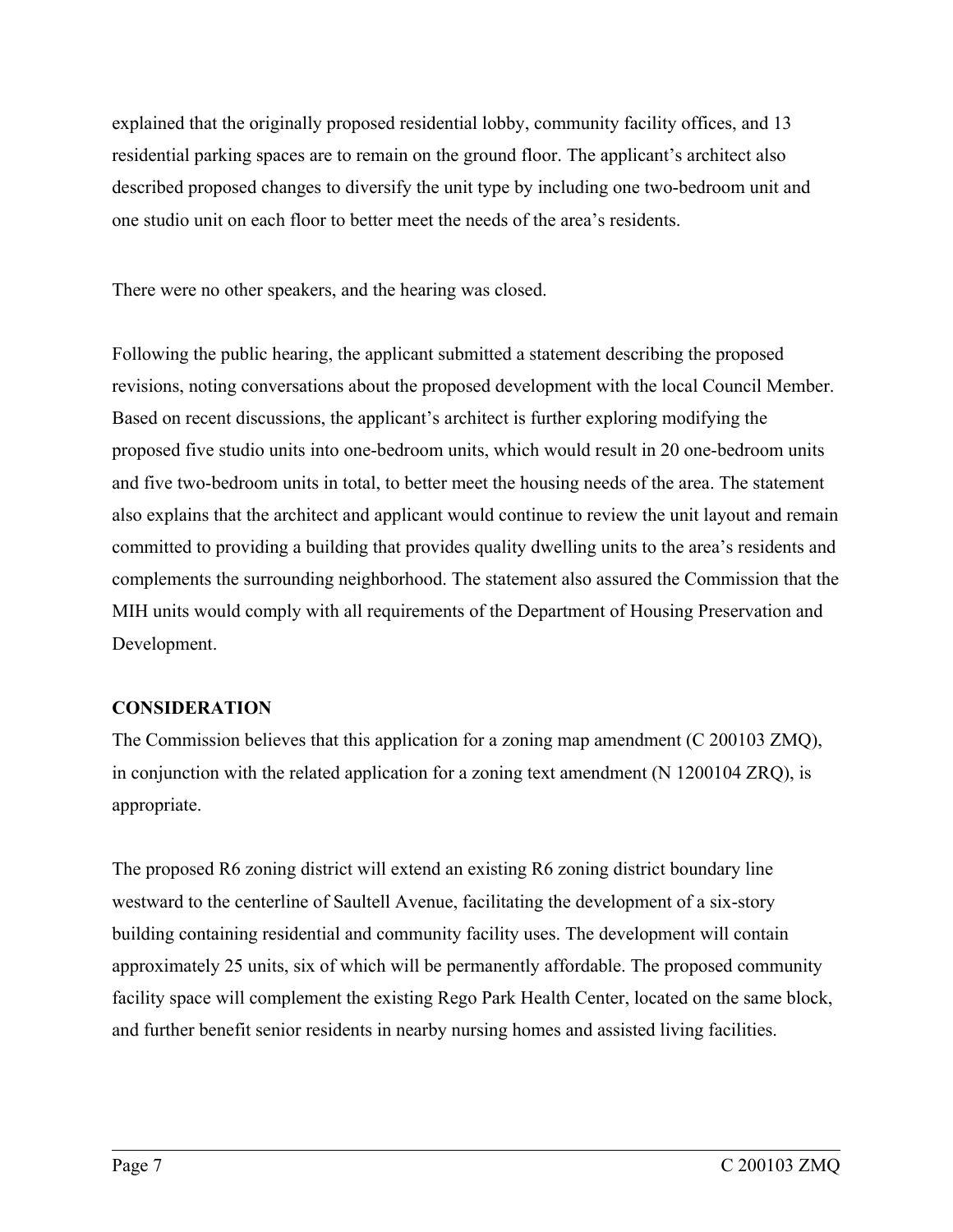explained that the originally proposed residential lobby, community facility offices, and 13 residential parking spaces are to remain on the ground floor. The applicant's architect also described proposed changes to diversify the unit type by including one two-bedroom unit and one studio unit on each floor to better meet the needs of the area's residents.

There were no other speakers, and the hearing was closed.

Following the public hearing, the applicant submitted a statement describing the proposed revisions, noting conversations about the proposed development with the local Council Member. Based on recent discussions, the applicant's architect is further exploring modifying the proposed five studio units into one-bedroom units, which would result in 20 one-bedroom units and five two-bedroom units in total, to better meet the housing needs of the area. The statement also explains that the architect and applicant would continue to review the unit layout and remain committed to providing a building that provides quality dwelling units to the area's residents and complements the surrounding neighborhood. The statement also assured the Commission that the MIH units would comply with all requirements of the Department of Housing Preservation and Development.

**CONSIDERATION**

The Commission believes that this application for a zoning map amendment (C 200103 ZMQ), in conjunction with the related application for a zoning text amendment (N 1200104 ZRQ), is appropriate.

The proposed R6 zoning district will extend an existing R6 zoning district boundary line westward to the centerline of Saultell Avenue, facilitating the development of a six-story building containing residential and community facility uses. The development will contain approximately 25 units, six of which will be permanently affordable. The proposed community facility space will complement the existing Rego Park Health Center, located on the same block, and further benefit senior residents in nearby nursing homes and assisted living facilities.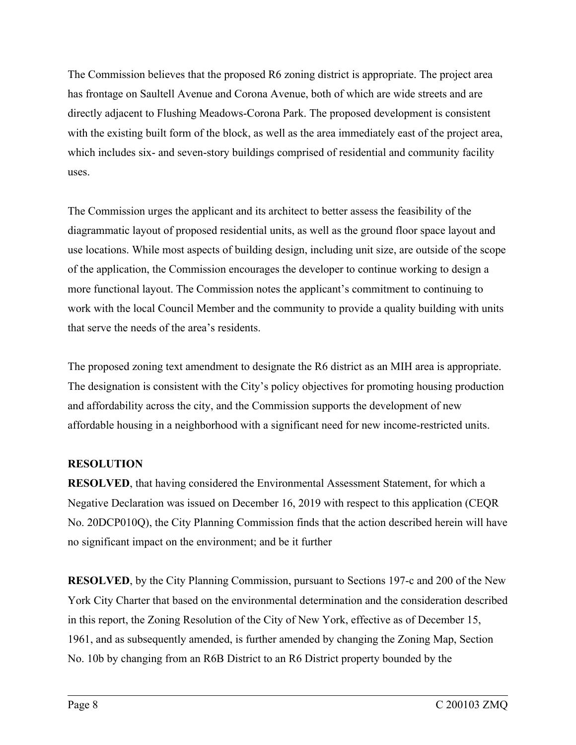The Commission believes that the proposed R6 zoning district is appropriate. The project area has frontage on Saultell Avenue and Corona Avenue, both of which are wide streets and are directly adjacent to Flushing Meadows-Corona Park. The proposed development is consistent with the existing built form of the block, as well as the area immediately east of the project area, which includes six- and seven-story buildings comprised of residential and community facility uses.

The Commission urges the applicant and its architect to better assess the feasibility of the diagrammatic layout of proposed residential units, as well as the ground floor space layout and use locations. While most aspects of building design, including unit size, are outside of the scope of the application, the Commission encourages the developer to continue working to design a more functional layout. The Commission notes the applicant's commitment to continuing to work with the local Council Member and the community to provide a quality building with units that serve the needs of the area's residents.

The proposed zoning text amendment to designate the R6 district as an MIH area is appropriate. The designation is consistent with the City's policy objectives for promoting housing production and affordability across the city, and the Commission supports the development of new affordable housing in a neighborhood with a significant need for new income-restricted units.

**RESOLUTION**

**RESOLVED**, that having considered the Environmental Assessment Statement, for which a Negative Declaration was issued on December 16, 2019 with respect to this application (CEQR No. 20DCP010Q), the City Planning Commission finds that the action described herein will have no significant impact on the environment; and be it further

**RESOLVED**, by the City Planning Commission, pursuant to Sections 197-c and 200 of the New York City Charter that based on the environmental determination and the consideration described in this report, the Zoning Resolution of the City of New York, effective as of December 15, 1961, and as subsequently amended, is further amended by changing the Zoning Map, Section No. 10b by changing from an R6B District to an R6 District property bounded by the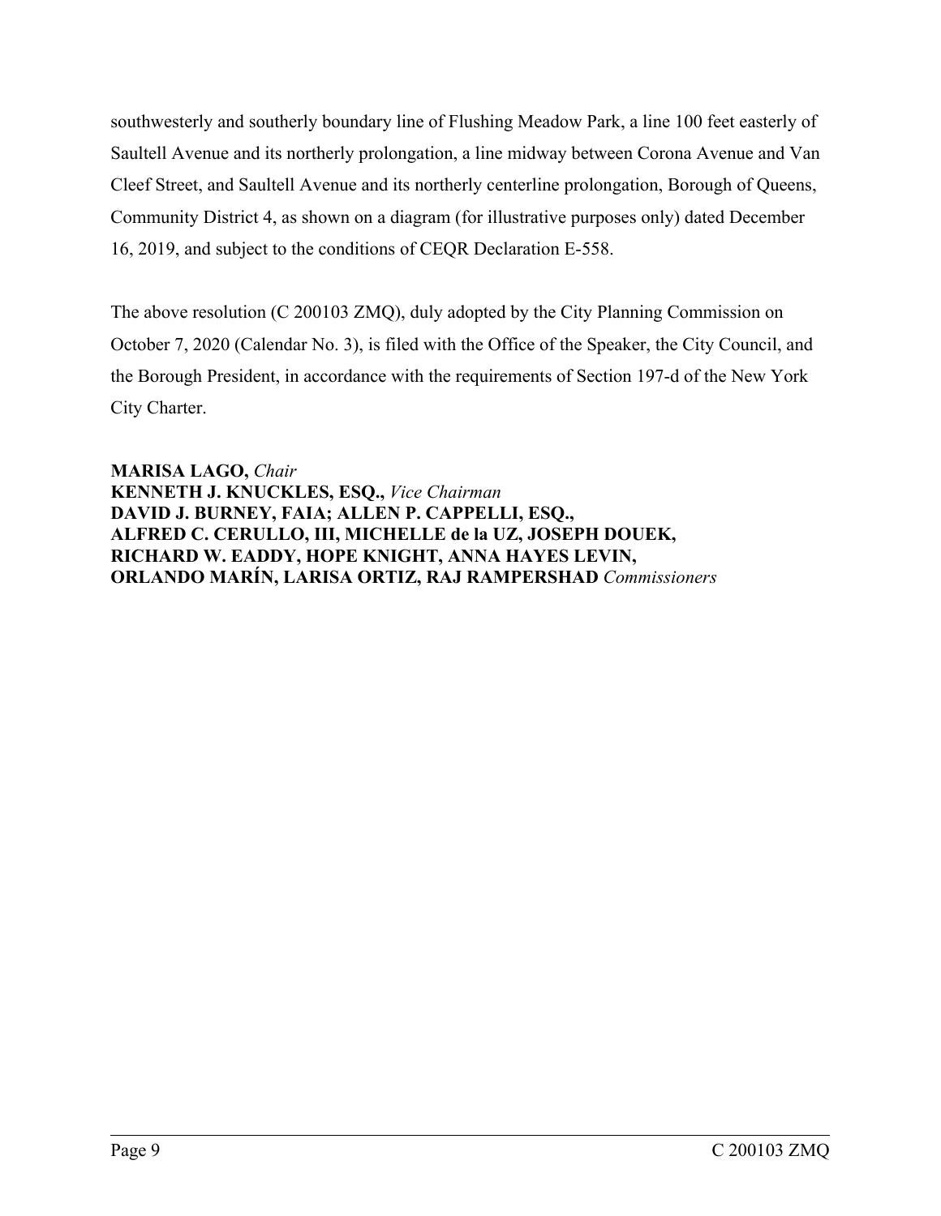southwesterly and southerly boundary line of Flushing Meadow Park, a line 100 feet easterly of Saultell Avenue and its northerly prolongation, a line midway between Corona Avenue and Van Cleef Street, and Saultell Avenue and its northerly centerline prolongation, Borough of Queens, Community District 4, as shown on a diagram (for illustrative purposes only) dated December 16, 2019, and subject to the conditions of CEQR Declaration E-558.

The above resolution (C 200103 ZMQ), duly adopted by the City Planning Commission on October 7, 2020 (Calendar No. 3), is filed with the Office of the Speaker, the City Council, and the Borough President, in accordance with the requirements of Section 197-d of the New York City Charter.

**MARISA LAGO,** *Chair*
**KENNETH J. KNUCKLES, ESQ.,** *Vice Chairman*
**DAVID J. BURNEY, FAIA; ALLEN P. CAPPELLI, ESQ.,**
**ALFRED C. CERULLO, III, MICHELLE de la UZ, JOSEPH DOUEK,**
**RICHARD W. EADDY, HOPE KNIGHT, ANNA HAYES LEVIN,**
**ORLANDO MARÍN, LARISA ORTIZ, RAJ RAMPERSHAD** *Commissioners*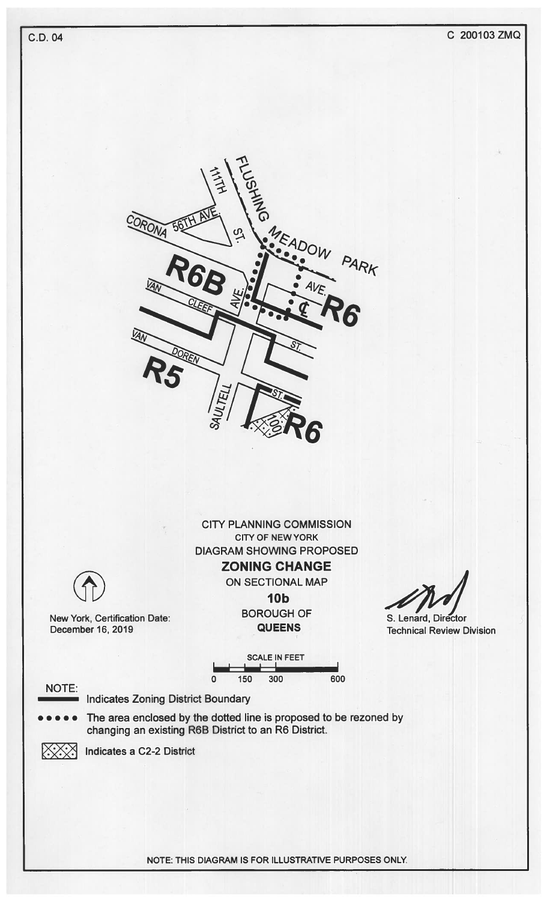C.D. 04

C 200103 ZMQ

FLUSHING MEADOW PARK

111TH ST.

CORONA 56TH AVE.

R6B

AVE.

VAN CLEEF ST.

AVE.

℄

R6

VAN DOREN

R5

SAULTELL

ST.

100.

R6

CITY PLANNING COMMISSION
CITY OF NEW YORK
DIAGRAM SHOWING PROPOSED

**ZONING CHANGE**

ON SECTIONAL MAP

**10b**

BOROUGH OF

**QUEENS**

New York, Certification Date:
December 16, 2019

S. Lenard, Director
Technical Review Division

SCALE IN FEET

0 150 300 600

NOTE:

Indicates Zoning District Boundary

The area enclosed by the dotted line is proposed to be rezoned by changing an existing R6B District to an R6 District.

Indicates a C2-2 District

NOTE: THIS DIAGRAM IS FOR ILLUSTRATIVE PURPOSES ONLY.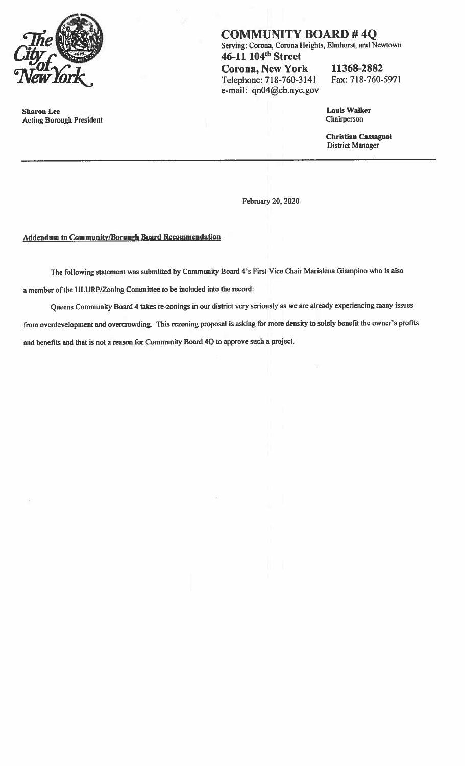**COMMUNITY BOARD # 4Q**

Serving: Corona, Corona Heights, Elmhurst, and Newtown

**46-11 104th Street**

**Corona, New York** **11368-2882**

Telephone: 718-760-3141 Fax: 718-760-5971

e-mail: qn04@cb.nyc.gov

**Sharon Lee**
Acting Borough President

**Louis Walker**
Chairperson

**Christian Cassagnol**
District Manager

---

February 20, 2020

**Addendum to Community/Borough Board Recommendation**

The following statement was submitted by Community Board 4's First Vice Chair Marialena Giampino who is also a member of the ULURP/Zoning Committee to be included into the record:

Queens Community Board 4 takes re-zonings in our district very seriously as we are already experiencing many issues from overdevelopment and overcrowding. This rezoning proposal is asking for more density to solely benefit the owner's profits and benefits and that is not a reason for Community Board 4Q to approve such a project.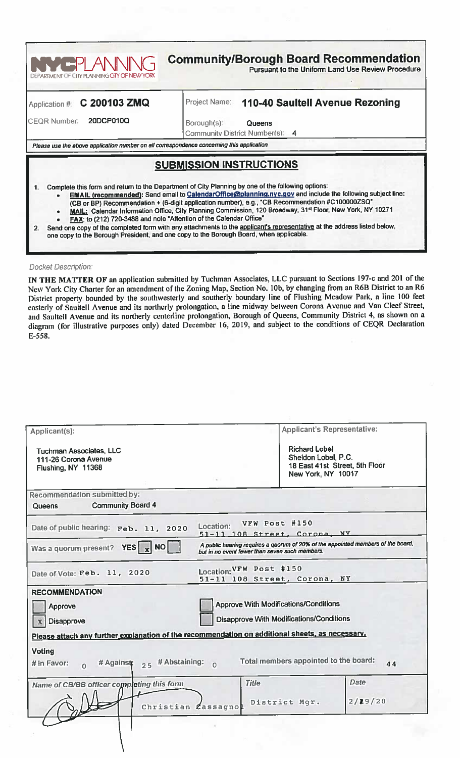NYCPLANNING
DEPARTMENT OF CITY PLANNING CITY OF NEW YORK

# Community/Borough Board Recommendation

Pursuant to the Uniform Land Use Review Procedure

| | |
|---|---|
| Application #: **C 200103 ZMQ** | Project Name: **110-40 Saultell Avenue Rezoning** |
| CEQR Number: **20DCP010Q** | Borough(s): **Queens** Community District Number(s): **4** |

*Please use the above application number on all correspondence concerning this application*

## SUBMISSION INSTRUCTIONS

1. Complete this form and return to the Department of City Planning by one of the following options:
   - **EMAIL (recommended):** Send email to **CalendarOffice@planning.nyc.gov** and include the following subject line: (CB or BP) Recommendation + (6-digit application number), e.g., "CB Recommendation #C100000ZSQ"
   - **MAIL:** Calendar Information Office, City Planning Commission, 120 Broadway, 31st Floor, New York, NY 10271
   - **FAX:** to (212) 720-3488 and note "Attention of the Calendar Office"
2. Send one copy of the completed form with any attachments to the applicant's representative at the address listed below, one copy to the Borough President, and one copy to the Borough Board, when applicable.

*Docket Description:*

**IN THE MATTER OF** an application submitted by Tuchman Associates, LLC pursuant to Sections 197-c and 201 of the New York City Charter for an amendment of the Zoning Map, Section No. 10b, by changing from an R6B District to an R6 District property bounded by the southwesterly and southerly boundary line of Flushing Meadow Park, a line 100 feet easterly of Saultell Avenue and its northerly prolongation, a line midway between Corona Avenue and Van Cleef Street, and Saultell Avenue and its northerly centerline prolongation, Borough of Queens, Community District 4, as shown on a diagram (for illustrative purposes only) dated December 16, 2019, and subject to the conditions of CEQR Declaration E-558.

| Applicant(s): | Applicant's Representative: |
|---|---|
| Tuchman Associates, LLC<br>111-26 Corona Avenue<br>Flushing, NY 11368 | Richard Lobel<br>Sheldon Lobel, P.C.<br>18 East 41st Street, 5th Floor<br>New York, NY 10017 |

Recommendation submitted by:
Queens Community Board 4

Date of public hearing: Feb. 11, 2020 — Location: VFW Post #150, 51-11 108 Street, Corona, NY

Was a quorum present? YES [x] NO [ ] — *A public hearing requires a quorum of 20% of the appointed members of the board, but in no event fewer than seven such members.*

Date of Vote: Feb. 11, 2020 — Location: VFW Post #150, 51-11 108 Street, Corona, NY

**RECOMMENDATION**

- [ ] Approve
- [ ] Approve With Modifications/Conditions
- [x] Disapprove
- [ ] Disapprove With Modifications/Conditions

Please attach any further explanation of the recommendation on additional sheets, as necessary.

**Voting**

# In Favor: 0 # Against: 25 # Abstaining: 0 Total members appointed to the board: 44

| Name of CB/BB officer completing this form | Title | Date |
|---|---|---|
| Christian Cassagnol | District Mgr. | 2/19/20 |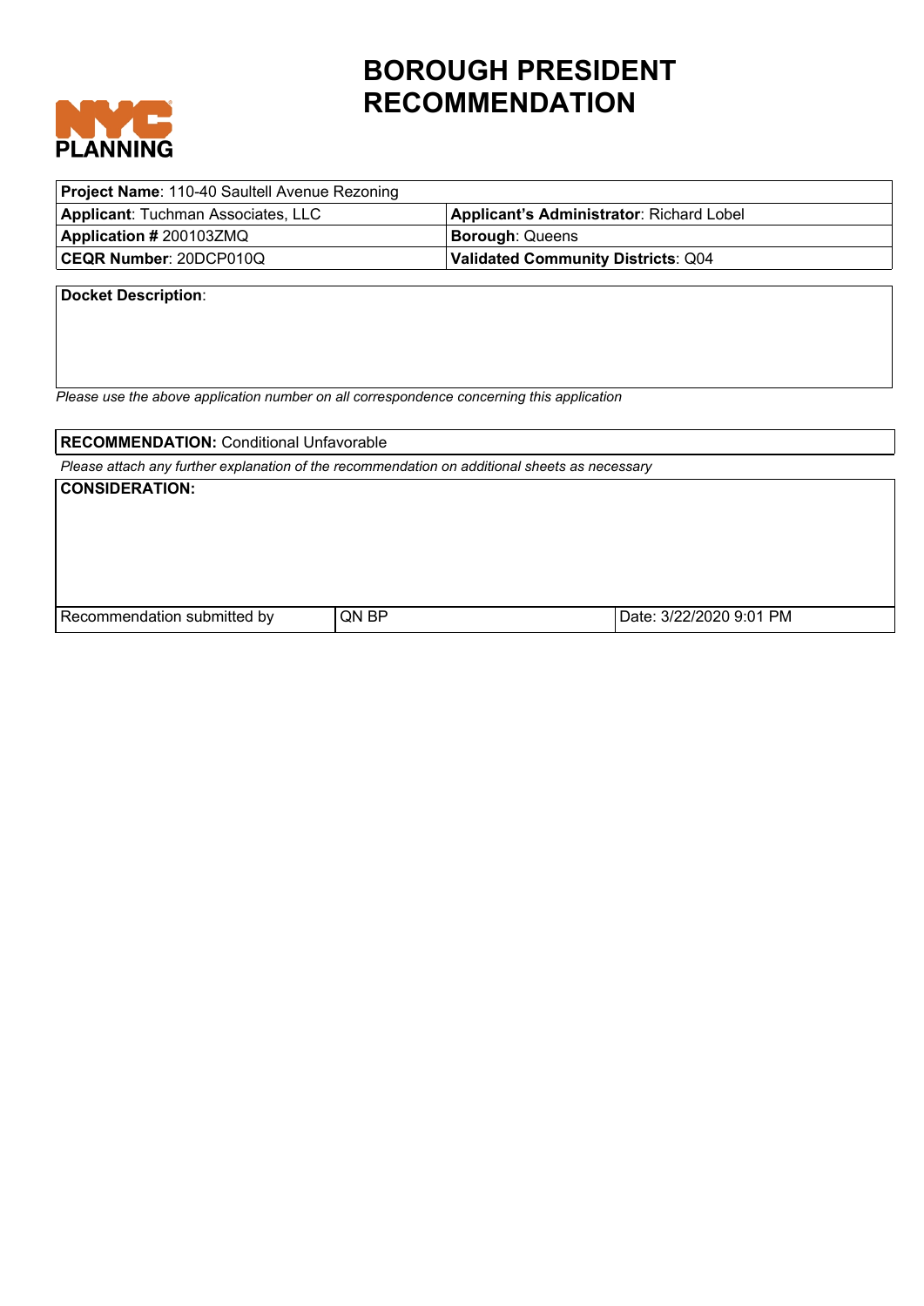# BOROUGH PRESIDENT RECOMMENDATION

| **Project Name**: 110-40 Saultell Avenue Rezoning | |
|---|---|
| **Applicant**: Tuchman Associates, LLC | **Applicant's Administrator**: Richard Lobel |
| **Application #** 200103ZMQ | **Borough**: Queens |
| **CEQR Number**: 20DCP010Q | **Validated Community Districts**: Q04 |

**Docket Description**:

*Please use the above application number on all correspondence concerning this application*

**RECOMMENDATION:** Conditional Unfavorable

*Please attach any further explanation of the recommendation on additional sheets as necessary*

**CONSIDERATION:**

| Recommendation submitted by | QN BP | Date: 3/22/2020 9:01 PM |
|---|---|---|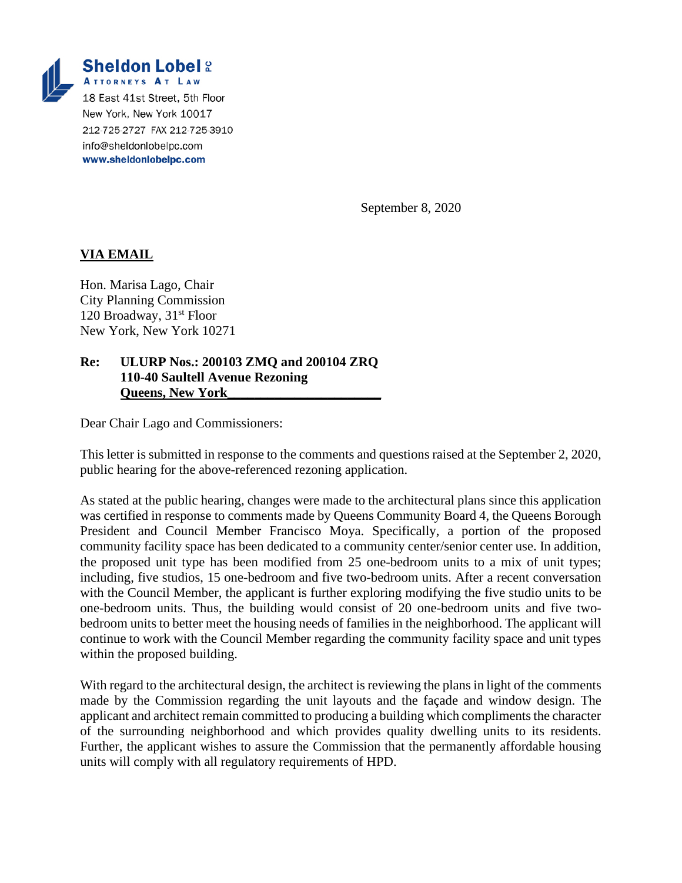**Sheldon Lobel PC**
**ATTORNEYS AT LAW**
18 East 41st Street, 5th Floor
New York, New York 10017
212-725-2727 FAX 212-725-3910
info@sheldonlobelpc.com
**www.sheldonlobelpc.com**

September 8, 2020

**VIA EMAIL**

Hon. Marisa Lago, Chair
City Planning Commission
120 Broadway, 31st Floor
New York, New York 10271

**Re: ULURP Nos.: 200103 ZMQ and 200104 ZRQ**
**110-40 Saultell Avenue Rezoning**
**Queens, New York**

Dear Chair Lago and Commissioners:

This letter is submitted in response to the comments and questions raised at the September 2, 2020, public hearing for the above-referenced rezoning application.

As stated at the public hearing, changes were made to the architectural plans since this application was certified in response to comments made by Queens Community Board 4, the Queens Borough President and Council Member Francisco Moya. Specifically, a portion of the proposed community facility space has been dedicated to a community center/senior center use. In addition, the proposed unit type has been modified from 25 one-bedroom units to a mix of unit types; including, five studios, 15 one-bedroom and five two-bedroom units. After a recent conversation with the Council Member, the applicant is further exploring modifying the five studio units to be one-bedroom units. Thus, the building would consist of 20 one-bedroom units and five two-bedroom units to better meet the housing needs of families in the neighborhood. The applicant will continue to work with the Council Member regarding the community facility space and unit types within the proposed building.

With regard to the architectural design, the architect is reviewing the plans in light of the comments made by the Commission regarding the unit layouts and the façade and window design. The applicant and architect remain committed to producing a building which compliments the character of the surrounding neighborhood and which provides quality dwelling units to its residents. Further, the applicant wishes to assure the Commission that the permanently affordable housing units will comply with all regulatory requirements of HPD.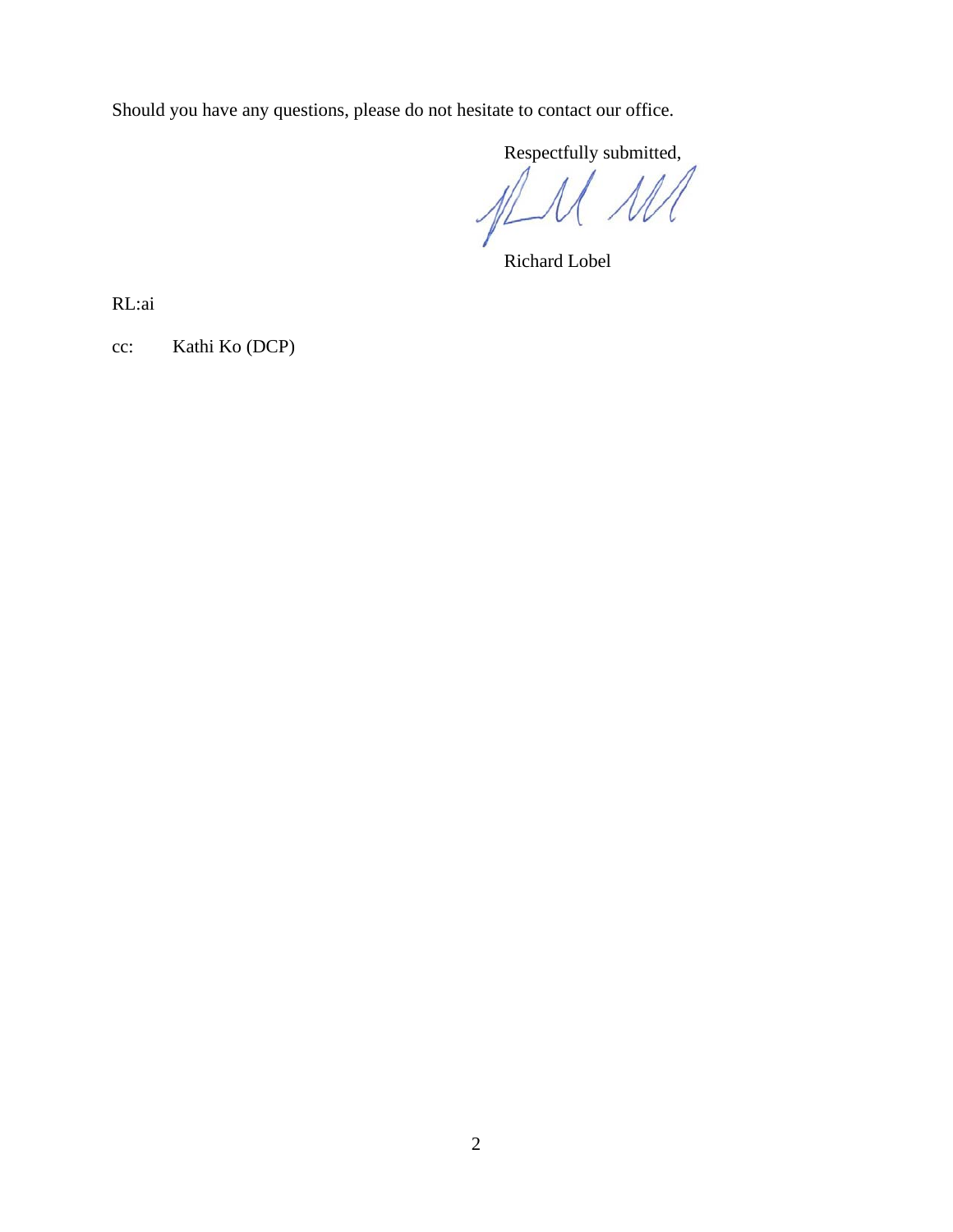Should you have any questions, please do not hesitate to contact our office.

Respectfully submitted,

Richard Lobel

RL:ai

cc: Kathi Ko (DCP)